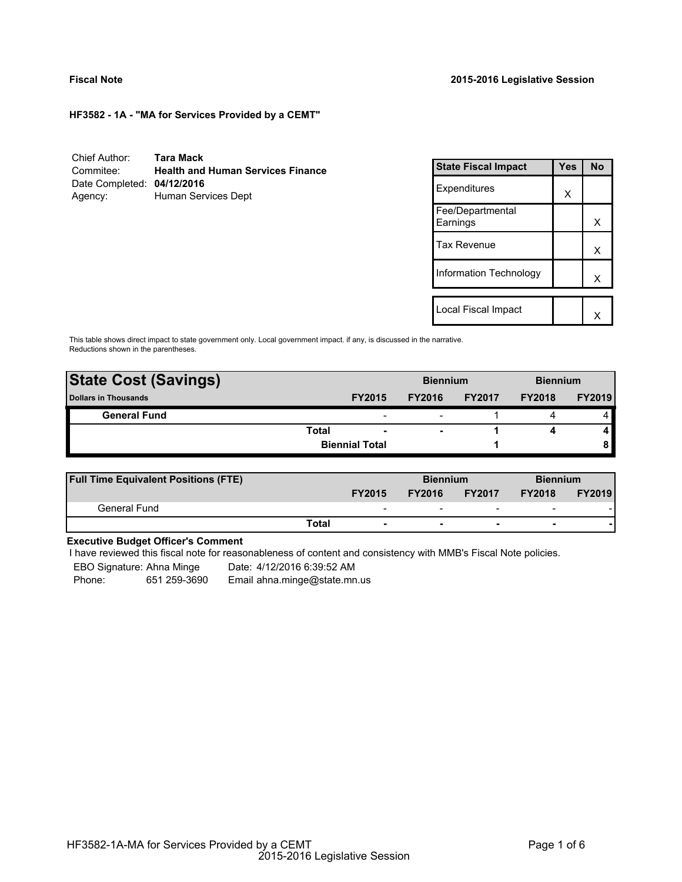**Fiscal Note** 

**2015-2016 Legislative Session**

**HF3582 - 1A - "MA for Services Provided by a CEMT"**

| | |
|---|---|
| Chief Author: | **Tara Mack** |
| Commitee: | **Health and Human Services Finance** |
| Date Completed: | **04/12/2016** |
| Agency: | Human Services Dept |

| State Fiscal Impact | Yes | No |
|---|---|---|
| Expenditures | X | |
| Fee/Departmental Earnings | | X |
| Tax Revenue | | X |
| Information Technology | | X |
| | | |
| Local Fiscal Impact | | X |

This table shows direct impact to state government only. Local government impact. if any, is discussed in the narrative. Reductions shown in the parentheses.

| **State Cost (Savings)** | | | **Biennium** | | **Biennium** |
|---|---|---|---|---|---|
| **Dollars in Thousands** | **FY2015** | **FY2016** | **FY2017** | **FY2018** | **FY2019** |
| **General Fund** | - | - | 1 | 4 | 4 |
| **Total** | **-** | **-** | **1** | **4** | **4** |
| **Biennial Total** | | | **1** | | **8** |

| **Full Time Equivalent Positions (FTE)** | | | **Biennium** | | **Biennium** |
|---|---|---|---|---|---|
| | **FY2015** | **FY2016** | **FY2017** | **FY2018** | **FY2019** |
| General Fund | - | - | - | - | - |
| **Total** | **-** | **-** | **-** | **-** | **-** |

**Executive Budget Officer's Comment**

I have reviewed this fiscal note for reasonableness of content and consistency with MMB's Fiscal Note policies.

EBO Signature: Ahna Minge    Date: 4/12/2016 6:39:52 AM
Phone: 651 259-3690    Email ahna.minge@state.mn.us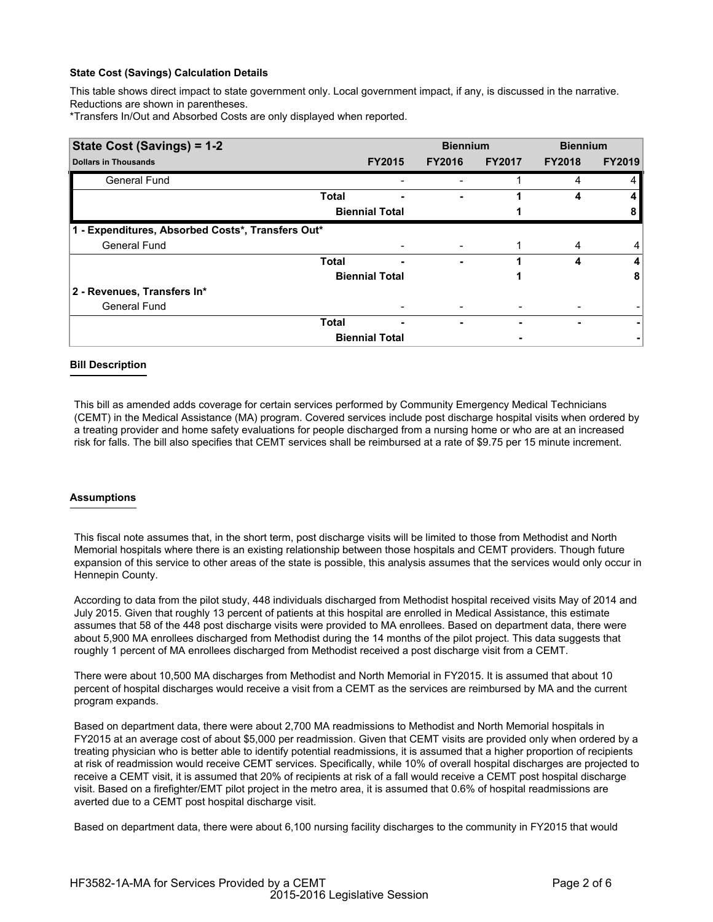**State Cost (Savings) Calculation Details**

This table shows direct impact to state government only. Local government impact, if any, is discussed in the narrative. Reductions are shown in parentheses.

*Transfers In/Out and Absorbed Costs are only displayed when reported.

| State Cost (Savings) = 1-2 | | | Biennium | | Biennium | |
|---|---|---|---|---|---|---|
| **Dollars in Thousands** | | **FY2015** | **FY2016** | **FY2017** | **FY2018** | **FY2019** |
| General Fund | | - | - | 1 | 4 | 4 |
| | **Total** | **-** | **-** | **1** | **4** | **4** |
| | | **Biennial Total** | | **1** | | **8** |
| **1 - Expenditures, Absorbed Costs*, Transfers Out*** | | | | | | |
| General Fund | | - | - | 1 | 4 | 4 |
| | **Total** | **-** | **-** | **1** | **4** | **4** |
| | | **Biennial Total** | | **1** | | **8** |
| **2 - Revenues, Transfers In*** | | | | | | |
| General Fund | | - | - | - | - | - |
| | **Total** | **-** | **-** | **-** | **-** | **-** |
| | | **Biennial Total** | | **-** | | **-** |

## Bill Description

This bill as amended adds coverage for certain services performed by Community Emergency Medical Technicians (CEMT) in the Medical Assistance (MA) program. Covered services include post discharge hospital visits when ordered by a treating provider and home safety evaluations for people discharged from a nursing home or who are at an increased risk for falls. The bill also specifies that CEMT services shall be reimbursed at a rate of $9.75 per 15 minute increment.

## Assumptions

This fiscal note assumes that, in the short term, post discharge visits will be limited to those from Methodist and North Memorial hospitals where there is an existing relationship between those hospitals and CEMT providers. Though future expansion of this service to other areas of the state is possible, this analysis assumes that the services would only occur in Hennepin County.

According to data from the pilot study, 448 individuals discharged from Methodist hospital received visits May of 2014 and July 2015. Given that roughly 13 percent of patients at this hospital are enrolled in Medical Assistance, this estimate assumes that 58 of the 448 post discharge visits were provided to MA enrollees. Based on department data, there were about 5,900 MA enrollees discharged from Methodist during the 14 months of the pilot project. This data suggests that roughly 1 percent of MA enrollees discharged from Methodist received a post discharge visit from a CEMT.

There were about 10,500 MA discharges from Methodist and North Memorial in FY2015. It is assumed that about 10 percent of hospital discharges would receive a visit from a CEMT as the services are reimbursed by MA and the current program expands.

Based on department data, there were about 2,700 MA readmissions to Methodist and North Memorial hospitals in FY2015 at an average cost of about $5,000 per readmission. Given that CEMT visits are provided only when ordered by a treating physician who is better able to identify potential readmissions, it is assumed that a higher proportion of recipients at risk of readmission would receive CEMT services. Specifically, while 10% of overall hospital discharges are projected to receive a CEMT visit, it is assumed that 20% of recipients at risk of a fall would receive a CEMT post hospital discharge visit. Based on a firefighter/EMT pilot project in the metro area, it is assumed that 0.6% of hospital readmissions are averted due to a CEMT post hospital discharge visit.

Based on department data, there were about 6,100 nursing facility discharges to the community in FY2015 that would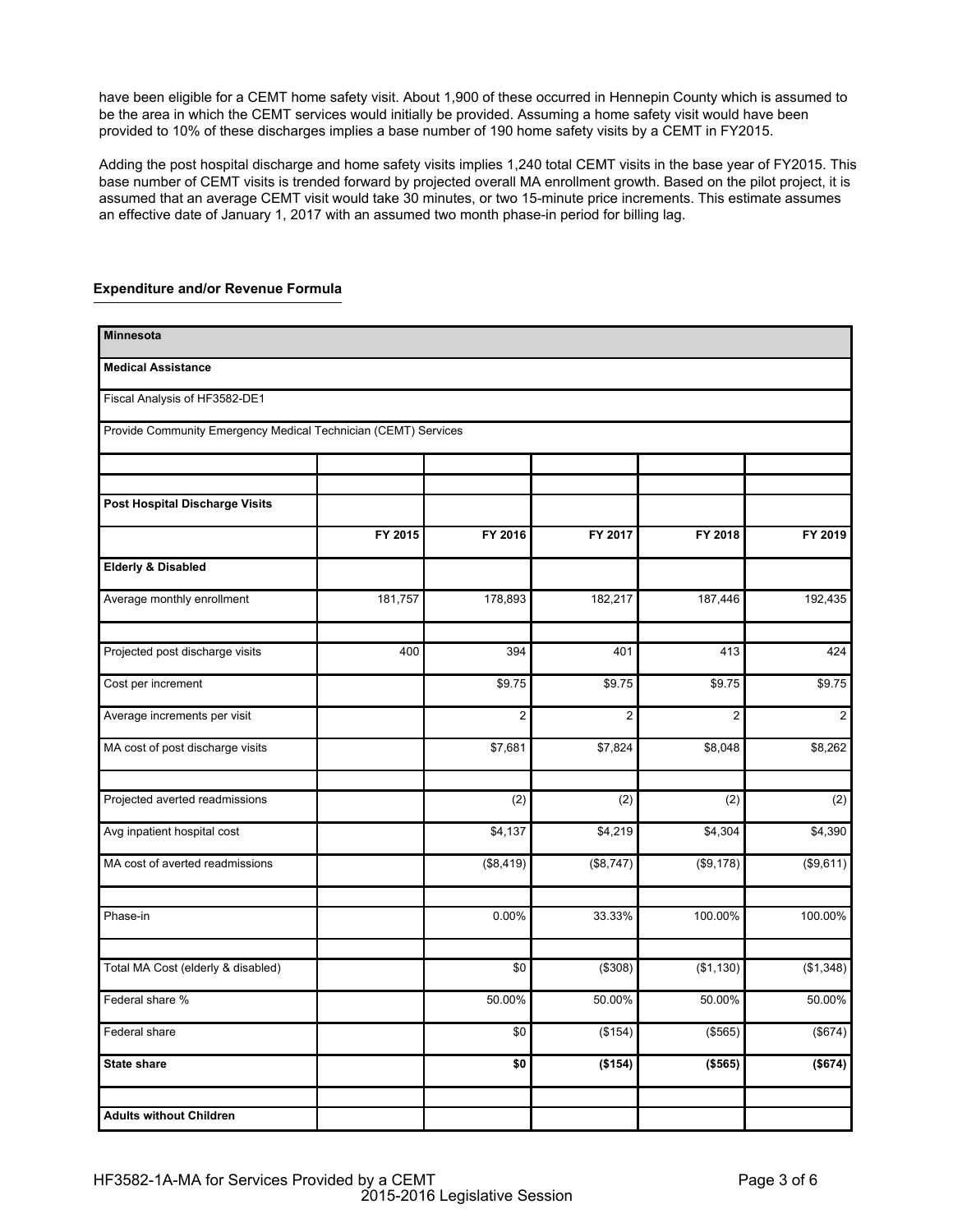have been eligible for a CEMT home safety visit. About 1,900 of these occurred in Hennepin County which is assumed to be the area in which the CEMT services would initially be provided. Assuming a home safety visit would have been provided to 10% of these discharges implies a base number of 190 home safety visits by a CEMT in FY2015.

Adding the post hospital discharge and home safety visits implies 1,240 total CEMT visits in the base year of FY2015. This base number of CEMT visits is trended forward by projected overall MA enrollment growth. Based on the pilot project, it is assumed that an average CEMT visit would take 30 minutes, or two 15-minute price increments. This estimate assumes an effective date of January 1, 2017 with an assumed two month phase-in period for billing lag.

## Expenditure and/or Revenue Formula

| **Minnesota** | | | | | |
|---|---|---|---|---|---|
| **Medical Assistance** | | | | | |
| Fiscal Analysis of HF3582-DE1 | | | | | |
| Provide Community Emergency Medical Technician (CEMT) Services | | | | | |
| | | | | | |
| | | | | | |
| **Post Hospital Discharge Visits** | | | | | |
| | **FY 2015** | **FY 2016** | **FY 2017** | **FY 2018** | **FY 2019** |
| **Elderly & Disabled** | | | | | |
| Average monthly enrollment | 181,757 | 178,893 | 182,217 | 187,446 | 192,435 |
| | | | | | |
| Projected post discharge visits | 400 | 394 | 401 | 413 | 424 |
| Cost per increment | | $9.75 | $9.75 | $9.75 | $9.75 |
| Average increments per visit | | 2 | 2 | 2 | 2 |
| MA cost of post discharge visits | | $7,681 | $7,824 | $8,048 | $8,262 |
| | | | | | |
| Projected averted readmissions | | (2) | (2) | (2) | (2) |
| Avg inpatient hospital cost | | $4,137 | $4,219 | $4,304 | $4,390 |
| MA cost of averted readmissions | | ($8,419) | ($8,747) | ($9,178) | ($9,611) |
| | | | | | |
| Phase-in | | 0.00% | 33.33% | 100.00% | 100.00% |
| | | | | | |
| Total MA Cost (elderly & disabled) | | $0 | ($308) | ($1,130) | ($1,348) |
| Federal share % | | 50.00% | 50.00% | 50.00% | 50.00% |
| Federal share | | $0 | ($154) | ($565) | ($674) |
| **State share** | | **$0** | **($154)** | **($565)** | **($674)** |
| | | | | | |
| **Adults without Children** | | | | | |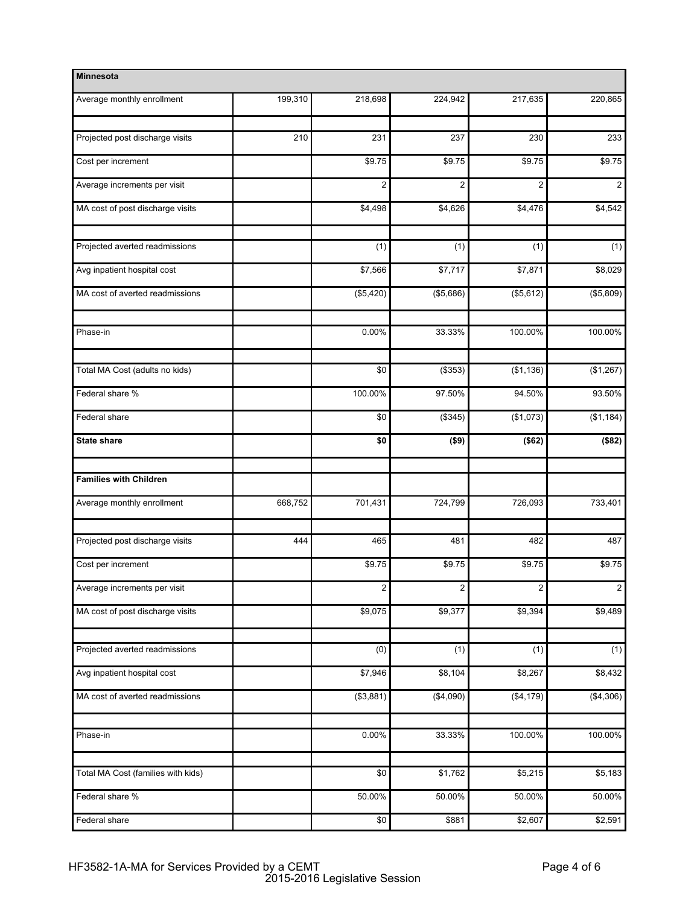| Minnesota | | | | | |
|---|---|---|---|---|---|
| Average monthly enrollment | 199,310 | 218,698 | 224,942 | 217,635 | 220,865 |
| | | | | | |
| Projected post discharge visits | 210 | 231 | 237 | 230 | 233 |
| Cost per increment | | $9.75 | $9.75 | $9.75 | $9.75 |
| Average increments per visit | | 2 | 2 | 2 | 2 |
| MA cost of post discharge visits | | $4,498 | $4,626 | $4,476 | $4,542 |
| | | | | | |
| Projected averted readmissions | | (1) | (1) | (1) | (1) |
| Avg inpatient hospital cost | | $7,566 | $7,717 | $7,871 | $8,029 |
| MA cost of averted readmissions | | ($5,420) | ($5,686) | ($5,612) | ($5,809) |
| | | | | | |
| Phase-in | | 0.00% | 33.33% | 100.00% | 100.00% |
| | | | | | |
| Total MA Cost (adults no kids) | | $0 | ($353) | ($1,136) | ($1,267) |
| Federal share % | | 100.00% | 97.50% | 94.50% | 93.50% |
| Federal share | | $0 | ($345) | ($1,073) | ($1,184) |
| **State share** | | **$0** | **($9)** | **($62)** | **($82)** |
| | | | | | |
| **Families with Children** | | | | | |
| Average monthly enrollment | 668,752 | 701,431 | 724,799 | 726,093 | 733,401 |
| | | | | | |
| Projected post discharge visits | 444 | 465 | 481 | 482 | 487 |
| Cost per increment | | $9.75 | $9.75 | $9.75 | $9.75 |
| Average increments per visit | | 2 | 2 | 2 | 2 |
| MA cost of post discharge visits | | $9,075 | $9,377 | $9,394 | $9,489 |
| | | | | | |
| Projected averted readmissions | | (0) | (1) | (1) | (1) |
| Avg inpatient hospital cost | | $7,946 | $8,104 | $8,267 | $8,432 |
| MA cost of averted readmissions | | ($3,881) | ($4,090) | ($4,179) | ($4,306) |
| | | | | | |
| Phase-in | | 0.00% | 33.33% | 100.00% | 100.00% |
| | | | | | |
| Total MA Cost (families with kids) | | $0 | $1,762 | $5,215 | $5,183 |
| Federal share % | | 50.00% | 50.00% | 50.00% | 50.00% |
| Federal share | | $0 | $881 | $2,607 | $2,591 |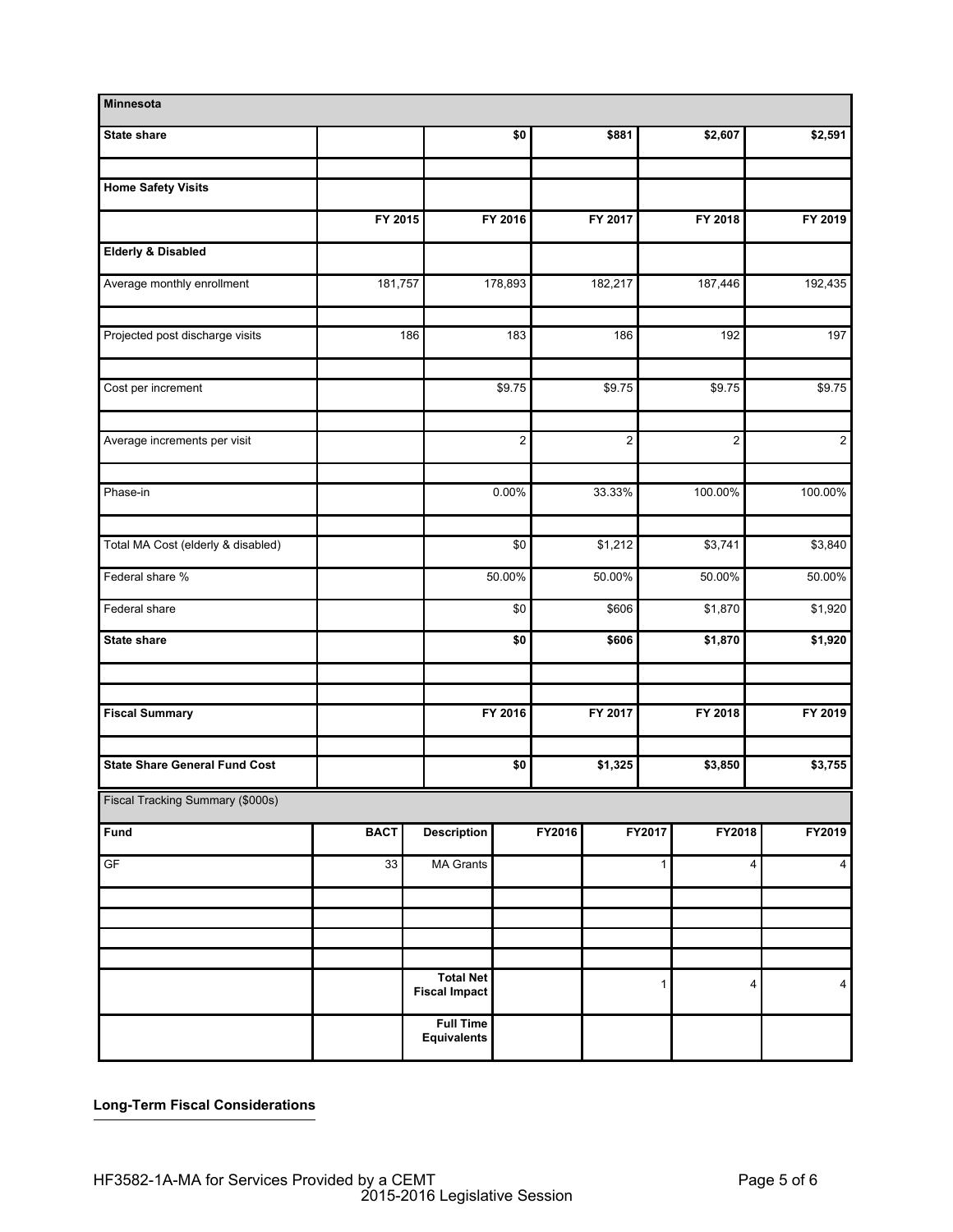| Minnesota | | | | | |
|---|---|---|---|---|---|
| **State share** | | **$0** | **$881** | **$2,607** | **$2,591** |
| | | | | | |
| **Home Safety Visits** | | | | | |
| | **FY 2015** | **FY 2016** | **FY 2017** | **FY 2018** | **FY 2019** |
| **Elderly & Disabled** | | | | | |
| Average monthly enrollment | 181,757 | 178,893 | 182,217 | 187,446 | 192,435 |
| | | | | | |
| Projected post discharge visits | 186 | 183 | 186 | 192 | 197 |
| | | | | | |
| Cost per increment | | $9.75 | $9.75 | $9.75 | $9.75 |
| | | | | | |
| Average increments per visit | | 2 | 2 | 2 | 2 |
| | | | | | |
| Phase-in | | 0.00% | 33.33% | 100.00% | 100.00% |
| | | | | | |
| Total MA Cost (elderly & disabled) | | $0 | $1,212 | $3,741 | $3,840 |
| Federal share % | | 50.00% | 50.00% | 50.00% | 50.00% |
| Federal share | | $0 | $606 | $1,870 | $1,920 |
| **State share** | | **$0** | **$606** | **$1,870** | **$1,920** |
| | | | | | |
| | | | | | |
| **Fiscal Summary** | | **FY 2016** | **FY 2017** | **FY 2018** | **FY 2019** |
| | | | | | |
| **State Share General Fund Cost** | | **$0** | **$1,325** | **$3,850** | **$3,755** |

Fiscal Tracking Summary ($000s)

| Fund | BACT | Description | FY2016 | FY2017 | FY2018 | FY2019 |
|---|---|---|---|---|---|---|
| GF | 33 | MA Grants | | 1 | 4 | 4 |
| | | | | | | |
| | | | | | | |
| | | | | | | |
| | | | | | | |
| | | **Total Net Fiscal Impact** | | 1 | 4 | 4 |
| | | **Full Time Equivalents** | | | | |

**Long-Term Fiscal Considerations**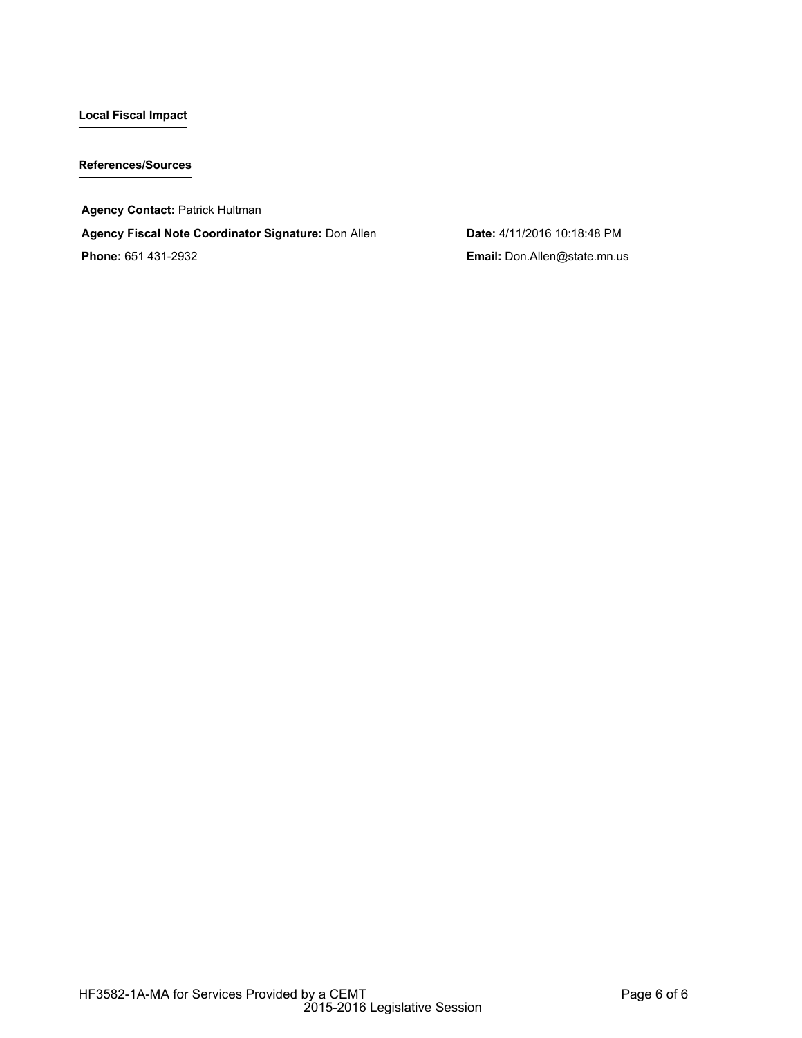**Local Fiscal Impact**

**References/Sources**

**Agency Contact:** Patrick Hultman

**Agency Fiscal Note Coordinator Signature:** Don Allen

**Date:** 4/11/2016 10:18:48 PM

**Phone:** 651 431-2932

**Email:** Don.Allen@state.mn.us